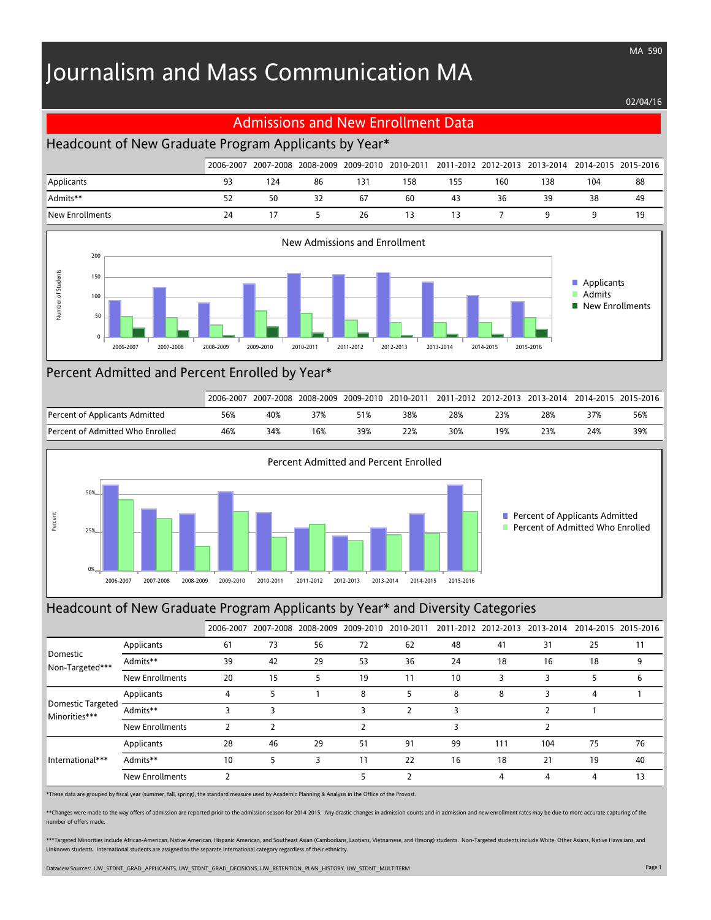# Journalism and Mass Communication MA

MA 590

02/04/16

## Admissions and New Enrollment Data

### Headcount of New Graduate Program Applicants by Year*

| | 2006-2007 | 2007-2008 | 2008-2009 | 2009-2010 | 2010-2011 | 2011-2012 | 2012-2013 | 2013-2014 | 2014-2015 | 2015-2016 |
|---|---|---|---|---|---|---|---|---|---|---|
| Applicants | 93 | 124 | 86 | 131 | 158 | 155 | 160 | 138 | 104 | 88 |
| Admits** | 52 | 50 | 32 | 67 | 60 | 43 | 36 | 39 | 38 | 49 |
| New Enrollments | 24 | 17 | 5 | 26 | 13 | 13 | 7 | 9 | 9 | 19 |

### Percent Admitted and Percent Enrolled by Year*

| | 2006-2007 | 2007-2008 | 2008-2009 | 2009-2010 | 2010-2011 | 2011-2012 | 2012-2013 | 2013-2014 | 2014-2015 | 2015-2016 |
|---|---|---|---|---|---|---|---|---|---|---|
| Percent of Applicants Admitted | 56% | 40% | 37% | 51% | 38% | 28% | 23% | 28% | 37% | 56% |
| Percent of Admitted Who Enrolled | 46% | 34% | 16% | 39% | 22% | 30% | 19% | 23% | 24% | 39% |

### Headcount of New Graduate Program Applicants by Year* and Diversity Categories

| | | 2006-2007 | 2007-2008 | 2008-2009 | 2009-2010 | 2010-2011 | 2011-2012 | 2012-2013 | 2013-2014 | 2014-2015 | 2015-2016 |
|---|---|---|---|---|---|---|---|---|---|---|---|
| Domestic Non-Targeted*** | Applicants | 61 | 73 | 56 | 72 | 62 | 48 | 41 | 31 | 25 | 11 |
| | Admits** | 39 | 42 | 29 | 53 | 36 | 24 | 18 | 16 | 18 | 9 |
| | New Enrollments | 20 | 15 | 5 | 19 | 11 | 10 | 3 | 3 | 5 | 6 |
| Domestic Targeted Minorities*** | Applicants | 4 | 5 | 1 | 8 | 5 | 8 | 8 | 3 | 4 | 1 |
| | Admits** | 3 | 3 | | 3 | 2 | 3 | | 2 | 1 | |
| | New Enrollments | 2 | 2 | | 2 | | 3 | | 2 | | |
| International*** | Applicants | 28 | 46 | 29 | 51 | 91 | 99 | 111 | 104 | 75 | 76 |
| | Admits** | 10 | 5 | 3 | 11 | 22 | 16 | 18 | 21 | 19 | 40 |
| | New Enrollments | 2 | | | 5 | 2 | | 4 | 4 | 4 | 13 |

*These data are grouped by fiscal year (summer, fall, spring), the standard measure used by Academic Planning & Analysis in the Office of the Provost.

**Changes were made to the way offers of admission are reported prior to the admission season for 2014-2015. Any drastic changes in admission counts and in admission and new enrollment rates may be due to more accurate capturing of the number of offers made.

***Targeted Minorities include African-American, Native American, Hispanic American, and Southeast Asian (Cambodians, Laotians, Vietnamese, and Hmong) students. Non-Targeted students include White, Other Asians, Native Hawaiians, and Unknown students. International students are assigned to the separate international category regardless of their ethnicity.

Dataview Sources: UW_STDNT_GRAD_APPLICANTS, UW_STDNT_GRAD_DECISIONS, UW_RETENTION_PLAN_HISTORY, UW_STDNT_MULTITERM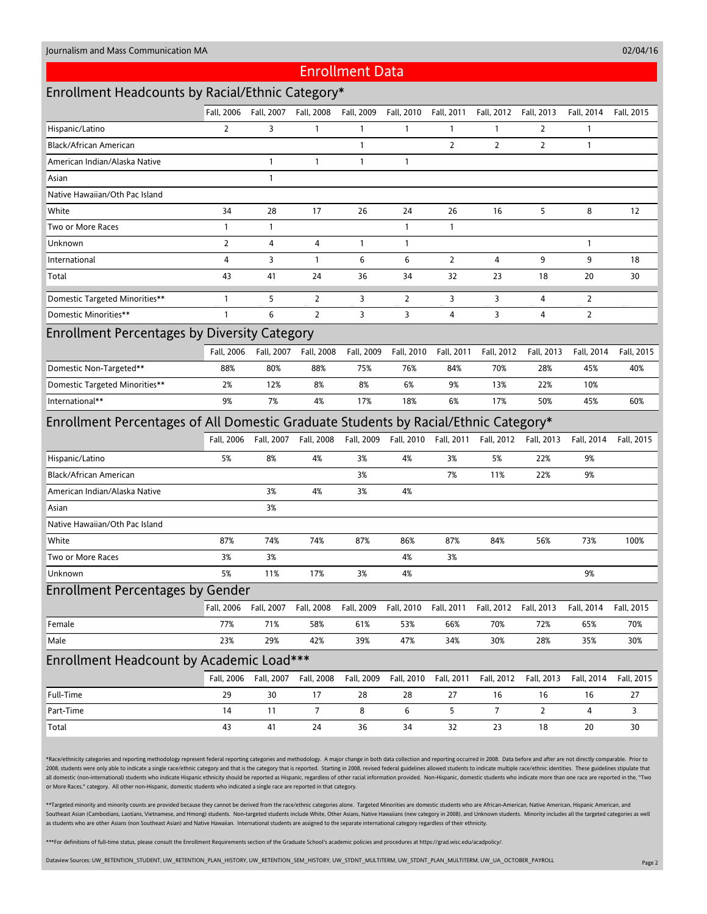Journalism and Mass Communication MA

02/04/16

# Enrollment Data

## Enrollment Headcounts by Racial/Ethnic Category*

| | Fall, 2006 | Fall, 2007 | Fall, 2008 | Fall, 2009 | Fall, 2010 | Fall, 2011 | Fall, 2012 | Fall, 2013 | Fall, 2014 | Fall, 2015 |
|---|---|---|---|---|---|---|---|---|---|---|
| Hispanic/Latino | 2 | 3 | 1 | 1 | 1 | 1 | 1 | 2 | 1 | |
| Black/African American | | | | 1 | | 2 | 2 | 2 | 1 | |
| American Indian/Alaska Native | | 1 | 1 | 1 | 1 | | | | | |
| Asian | | 1 | | | | | | | | |
| Native Hawaiian/Oth Pac Island | | | | | | | | | | |
| White | 34 | 28 | 17 | 26 | 24 | 26 | 16 | 5 | 8 | 12 |
| Two or More Races | 1 | 1 | | | 1 | 1 | | | | |
| Unknown | 2 | 4 | 4 | 1 | 1 | | | | 1 | |
| International | 4 | 3 | 1 | 6 | 6 | 2 | 4 | 9 | 9 | 18 |
| Total | 43 | 41 | 24 | 36 | 34 | 32 | 23 | 18 | 20 | 30 |
| Domestic Targeted Minorities** | 1 | 5 | 2 | 3 | 2 | 3 | 3 | 4 | 2 | |
| Domestic Minorities** | 1 | 6 | 2 | 3 | 3 | 4 | 3 | 4 | 2 | |

## Enrollment Percentages by Diversity Category

| | Fall, 2006 | Fall, 2007 | Fall, 2008 | Fall, 2009 | Fall, 2010 | Fall, 2011 | Fall, 2012 | Fall, 2013 | Fall, 2014 | Fall, 2015 |
|---|---|---|---|---|---|---|---|---|---|---|
| Domestic Non-Targeted** | 88% | 80% | 88% | 75% | 76% | 84% | 70% | 28% | 45% | 40% |
| Domestic Targeted Minorities** | 2% | 12% | 8% | 8% | 6% | 9% | 13% | 22% | 10% | |
| International** | 9% | 7% | 4% | 17% | 18% | 6% | 17% | 50% | 45% | 60% |

## Enrollment Percentages of All Domestic Graduate Students by Racial/Ethnic Category*

| | Fall, 2006 | Fall, 2007 | Fall, 2008 | Fall, 2009 | Fall, 2010 | Fall, 2011 | Fall, 2012 | Fall, 2013 | Fall, 2014 | Fall, 2015 |
|---|---|---|---|---|---|---|---|---|---|---|
| Hispanic/Latino | 5% | 8% | 4% | 3% | 4% | 3% | 5% | 22% | 9% | |
| Black/African American | | | | 3% | | 7% | 11% | 22% | 9% | |
| American Indian/Alaska Native | | 3% | 4% | 3% | 4% | | | | | |
| Asian | | 3% | | | | | | | | |
| Native Hawaiian/Oth Pac Island | | | | | | | | | | |
| White | 87% | 74% | 74% | 87% | 86% | 87% | 84% | 56% | 73% | 100% |
| Two or More Races | 3% | 3% | | | 4% | 3% | | | | |
| Unknown | 5% | 11% | 17% | 3% | 4% | | | | 9% | |

## Enrollment Percentages by Gender

| | Fall, 2006 | Fall, 2007 | Fall, 2008 | Fall, 2009 | Fall, 2010 | Fall, 2011 | Fall, 2012 | Fall, 2013 | Fall, 2014 | Fall, 2015 |
|---|---|---|---|---|---|---|---|---|---|---|
| Female | 77% | 71% | 58% | 61% | 53% | 66% | 70% | 72% | 65% | 70% |
| Male | 23% | 29% | 42% | 39% | 47% | 34% | 30% | 28% | 35% | 30% |

## Enrollment Headcount by Academic Load***

| | Fall, 2006 | Fall, 2007 | Fall, 2008 | Fall, 2009 | Fall, 2010 | Fall, 2011 | Fall, 2012 | Fall, 2013 | Fall, 2014 | Fall, 2015 |
|---|---|---|---|---|---|---|---|---|---|---|
| Full-Time | 29 | 30 | 17 | 28 | 28 | 27 | 16 | 16 | 16 | 27 |
| Part-Time | 14 | 11 | 7 | 8 | 6 | 5 | 7 | 2 | 4 | 3 |
| Total | 43 | 41 | 24 | 36 | 34 | 32 | 23 | 18 | 20 | 30 |

*Race/ethnicity categories and reporting methodology represent federal reporting categories and methodology. A major change in both data collection and reporting occurred in 2008. Data before and after are not directly comparable. Prior to 2008, students were only able to indicate a single race/ethnic category and that is the category that is reported. Starting in 2008, revised federal guidelines allowed students to indicate multiple race/ethnic identities. These guidelines stipulate that all domestic (non-international) students who indicate Hispanic ethnicity should be reported as Hispanic, regardless of other racial information provided. Non-Hispanic, domestic students who indicate more than one race are reported in the, "Two or More Races," category. All other non-Hispanic, domestic students who indicated a single race are reported in that category.

**Targeted minority and minority counts are provided because they cannot be derived from the race/ethnic categories alone. Targeted Minorities are domestic students who are African-American, Native American, Hispanic American, and Southeast Asian (Cambodians, Laotians, Vietnamese, and Hmong) students. Non-targeted students include White, Other Asians, Native Hawaiians (new category in 2008), and Unknown students. Minority includes all the targeted categories as well as students who are other Asians (non Southeast Asian) and Native Hawaiian. International students are assigned to the separate international category regardless of their ethnicity.

***For definitions of full-time status, please consult the Enrollment Requirements section of the Graduate School's academic policies and procedures at https://grad.wisc.edu/acadpolicy/.

Dataview Sources: UW_RETENTION_STUDENT, UW_RETENTION_PLAN_HISTORY, UW_RETENTION_SEM_HISTORY, UW_STDNT_MULTITERM, UW_STDNT_PLAN_MULTITERM, UW_UA_OCTOBER_PAYROLL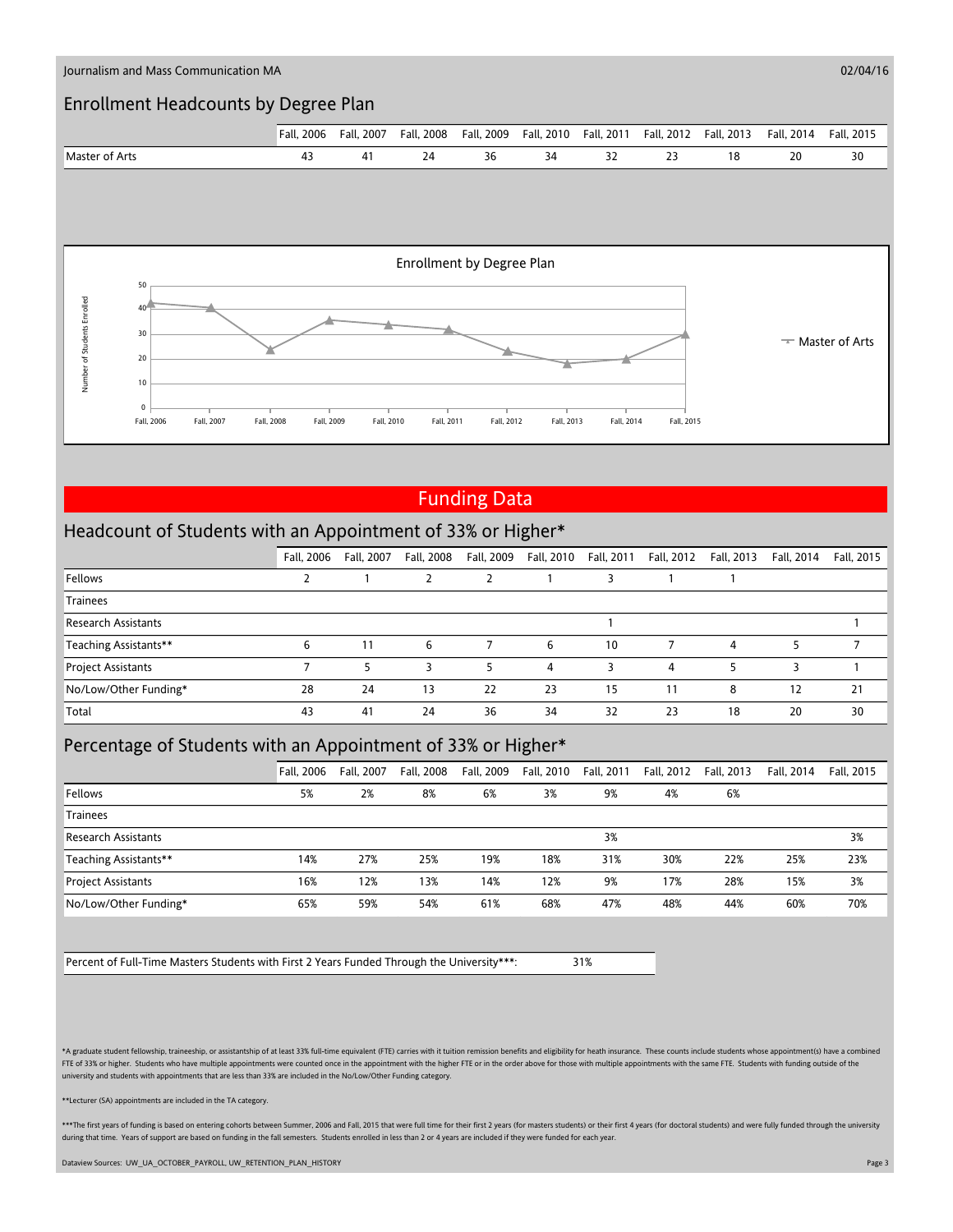## Enrollment Headcounts by Degree Plan

| | Fall, 2006 | Fall, 2007 | Fall, 2008 | Fall, 2009 | Fall, 2010 | Fall, 2011 | Fall, 2012 | Fall, 2013 | Fall, 2014 | Fall, 2015 |
|---|---|---|---|---|---|---|---|---|---|---|
| Master of Arts | 43 | 41 | 24 | 36 | 34 | 32 | 23 | 18 | 20 | 30 |

Enrollment by Degree Plan

# Funding Data

## Headcount of Students with an Appointment of 33% or Higher*

| | Fall, 2006 | Fall, 2007 | Fall, 2008 | Fall, 2009 | Fall, 2010 | Fall, 2011 | Fall, 2012 | Fall, 2013 | Fall, 2014 | Fall, 2015 |
|---|---|---|---|---|---|---|---|---|---|---|
| Fellows | 2 | 1 | 2 | 2 | 1 | 3 | 1 | 1 | | |
| Trainees | | | | | | | | | | |
| Research Assistants | | | | | | 1 | | | | 1 |
| Teaching Assistants** | 6 | 11 | 6 | 7 | 6 | 10 | 7 | 4 | 5 | 7 |
| Project Assistants | 7 | 5 | 3 | 5 | 4 | 3 | 4 | 5 | 3 | 1 |
| No/Low/Other Funding* | 28 | 24 | 13 | 22 | 23 | 15 | 11 | 8 | 12 | 21 |
| Total | 43 | 41 | 24 | 36 | 34 | 32 | 23 | 18 | 20 | 30 |

## Percentage of Students with an Appointment of 33% or Higher*

| | Fall, 2006 | Fall, 2007 | Fall, 2008 | Fall, 2009 | Fall, 2010 | Fall, 2011 | Fall, 2012 | Fall, 2013 | Fall, 2014 | Fall, 2015 |
|---|---|---|---|---|---|---|---|---|---|---|
| Fellows | 5% | 2% | 8% | 6% | 3% | 9% | 4% | 6% | | |
| Trainees | | | | | | | | | | |
| Research Assistants | | | | | | 3% | | | | 3% |
| Teaching Assistants** | 14% | 27% | 25% | 19% | 18% | 31% | 30% | 22% | 25% | 23% |
| Project Assistants | 16% | 12% | 13% | 14% | 12% | 9% | 17% | 28% | 15% | 3% |
| No/Low/Other Funding* | 65% | 59% | 54% | 61% | 68% | 47% | 48% | 44% | 60% | 70% |

| Percent of Full-Time Masters Students with First 2 Years Funded Through the University***: | 31% |
|---|---|

*A graduate student fellowship, traineeship, or assistantship of at least 33% full-time equivalent (FTE) carries with it tuition remission benefits and eligibility for heath insurance. These counts include students whose appointment(s) have a combined FTE of 33% or higher. Students who have multiple appointments were counted once in the appointment with the higher FTE or in the order above for those with multiple appointments with the same FTE. Students with funding outside of the university and students with appointments that are less than 33% are included in the No/Low/Other Funding category.

**Lecturer (SA) appointments are included in the TA category.

***The first years of funding is based on entering cohorts between Summer, 2006 and Fall, 2015 that were full time for their first 2 years (for masters students) or their first 4 years (for doctoral students) and were fully funded through the university during that time. Years of support are based on funding in the fall semesters. Students enrolled in less than 2 or 4 years are included if they were funded for each year.

Dataview Sources: UW_UA_OCTOBER_PAYROLL, UW_RETENTION_PLAN_HISTORY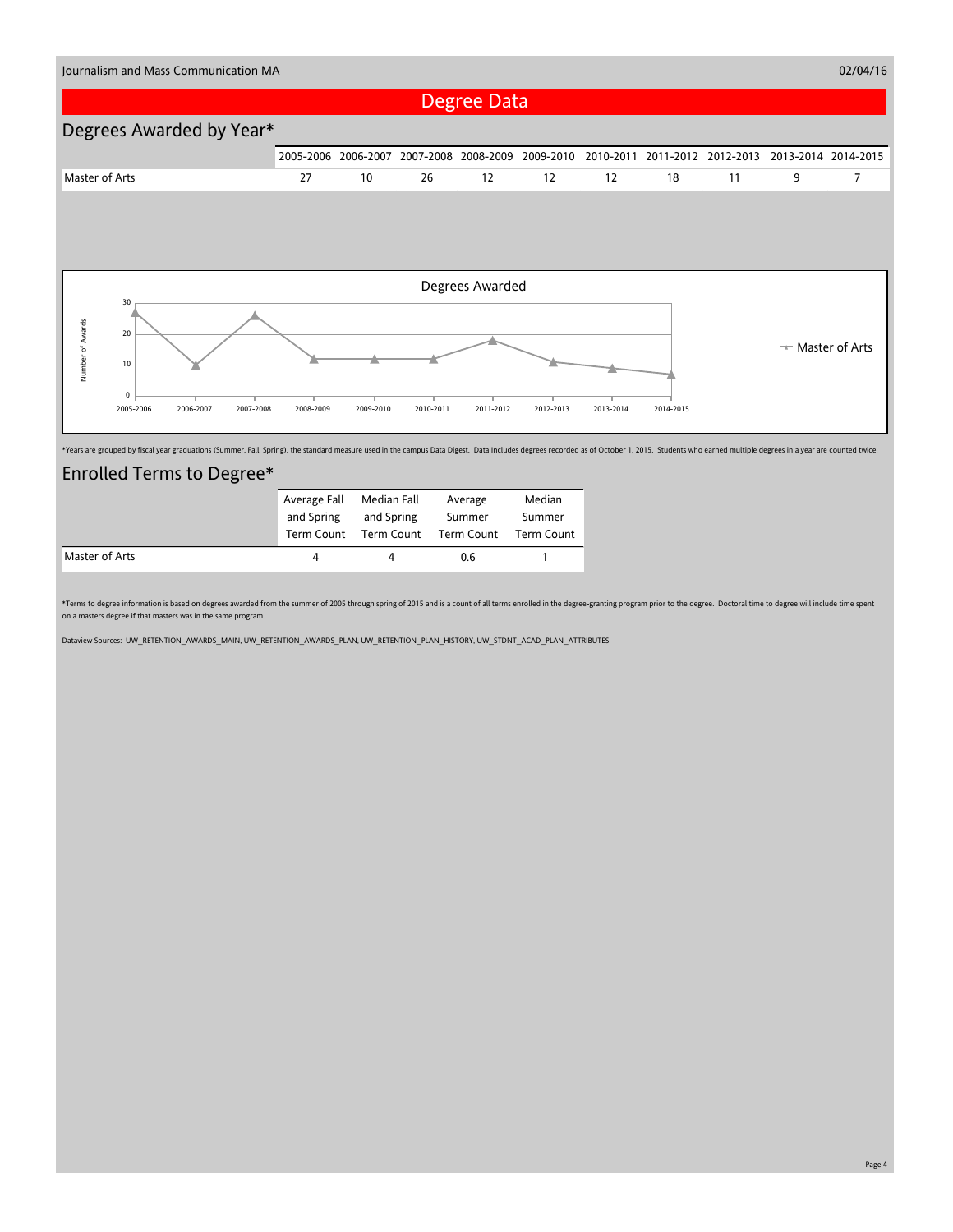# Degree Data

## Degrees Awarded by Year*

| | 2005-2006 | 2006-2007 | 2007-2008 | 2008-2009 | 2009-2010 | 2010-2011 | 2011-2012 | 2012-2013 | 2013-2014 | 2014-2015 |
|---|---|---|---|---|---|---|---|---|---|---|
| Master of Arts | 27 | 10 | 26 | 12 | 12 | 12 | 18 | 11 | 9 | 7 |

Degrees Awarded

Number of Awards

30
20
10
0

2005-2006 2006-2007 2007-2008 2008-2009 2009-2010 2010-2011 2011-2012 2012-2013 2013-2014 2014-2015

Master of Arts

*Years are grouped by fiscal year graduations (Summer, Fall, Spring), the standard measure used in the campus Data Digest. Data Includes degrees recorded as of October 1, 2015. Students who earned multiple degrees in a year are counted twice.

## Enrolled Terms to Degree*

| | Average Fall and Spring Term Count | Median Fall and Spring Term Count | Average Summer Term Count | Median Summer Term Count |
|---|---|---|---|---|
| Master of Arts | 4 | 4 | 0.6 | 1 |

*Terms to degree information is based on degrees awarded from the summer of 2005 through spring of 2015 and is a count of all terms enrolled in the degree-granting program prior to the degree. Doctoral time to degree will include time spent on a masters degree if that masters was in the same program.

Dataview Sources: UW_RETENTION_AWARDS_MAIN, UW_RETENTION_AWARDS_PLAN, UW_RETENTION_PLAN_HISTORY, UW_STDNT_ACAD_PLAN_ATTRIBUTES